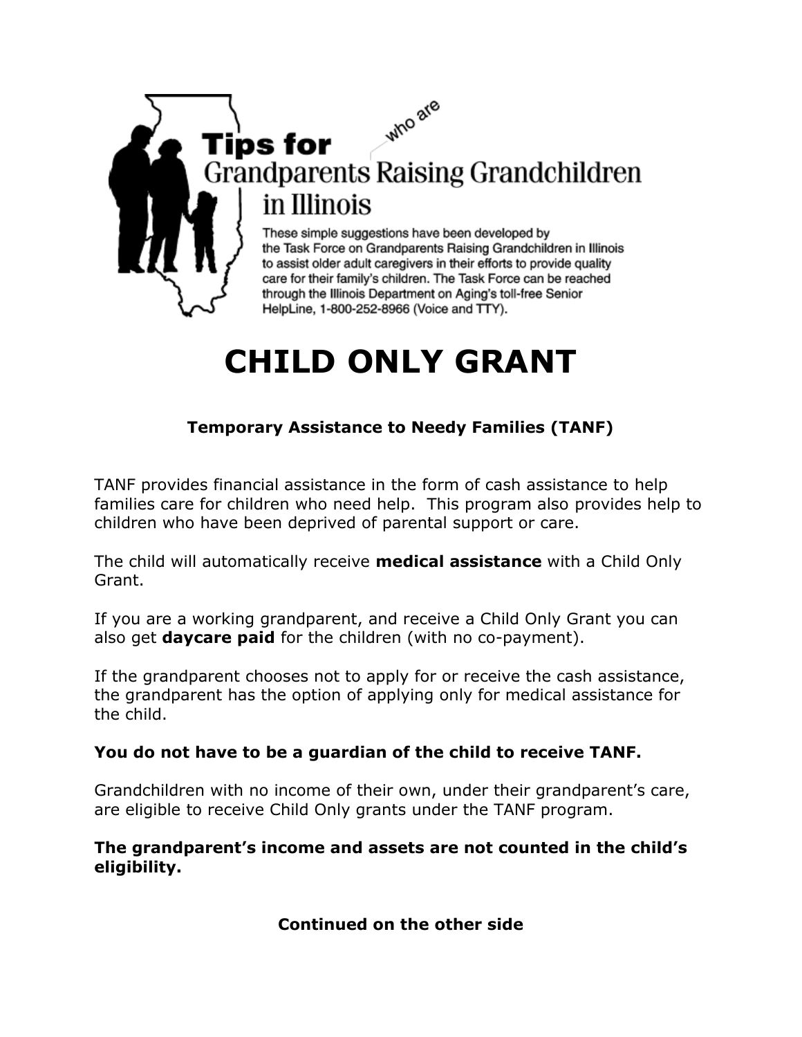# Tips for Grandparents *who are* Raising Grandchildren in Illinois

These simple suggestions have been developed by the Task Force on Grandparents Raising Grandchildren in Illinois to assist older adult caregivers in their efforts to provide quality care for their family's children. The Task Force can be reached through the Illinois Department on Aging's toll-free Senior HelpLine, 1-800-252-8966 (Voice and TTY).

# CHILD ONLY GRANT

### Temporary Assistance to Needy Families (TANF)

TANF provides financial assistance in the form of cash assistance to help families care for children who need help. This program also provides help to children who have been deprived of parental support or care.

The child will automatically receive **medical assistance** with a Child Only Grant.

If you are a working grandparent, and receive a Child Only Grant you can also get **daycare paid** for the children (with no co-payment).

If the grandparent chooses not to apply for or receive the cash assistance, the grandparent has the option of applying only for medical assistance for the child.

**You do not have to be a guardian of the child to receive TANF.**

Grandchildren with no income of their own, under their grandparent's care, are eligible to receive Child Only grants under the TANF program.

**The grandparent's income and assets are not counted in the child's eligibility.**

**Continued on the other side**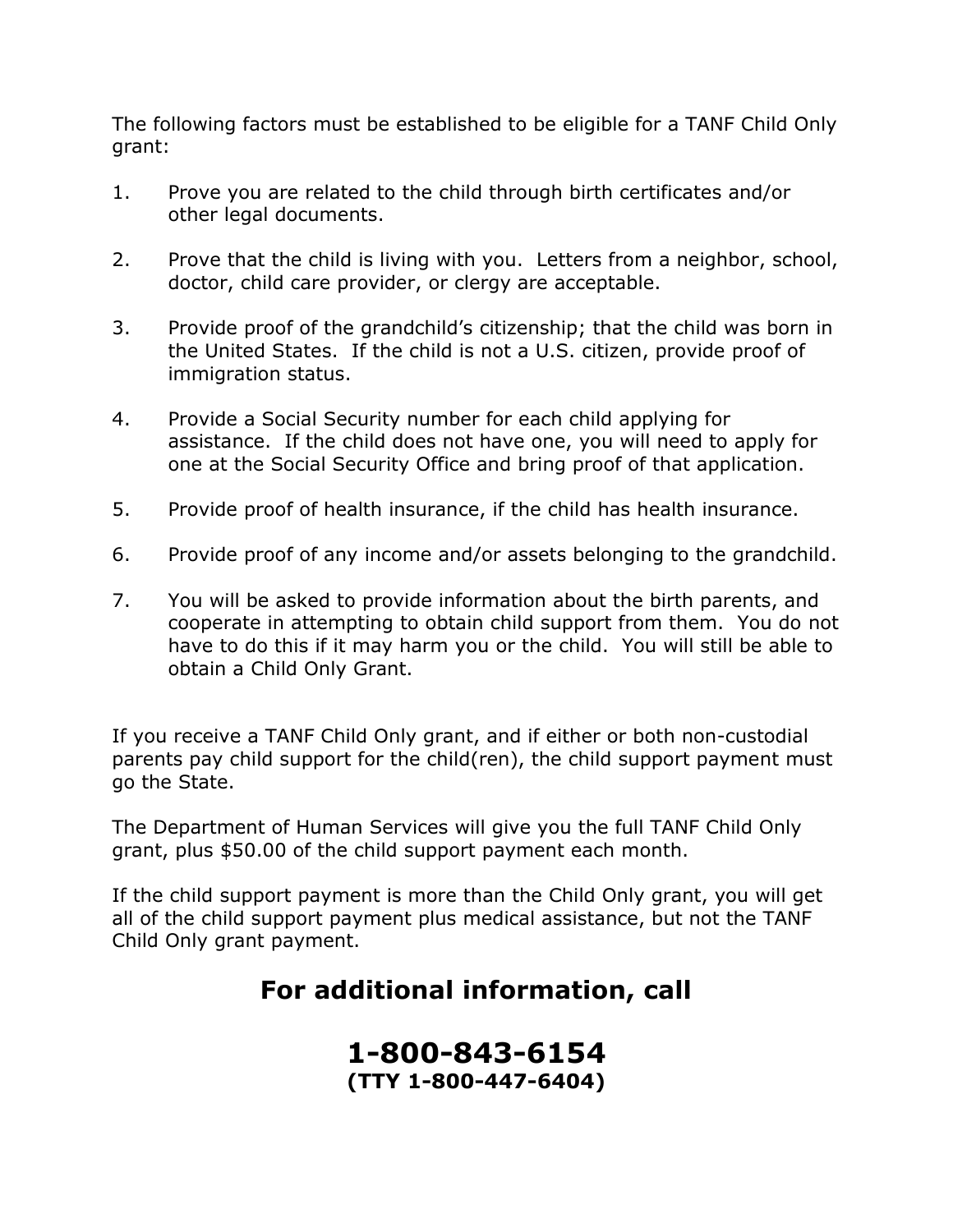The following factors must be established to be eligible for a TANF Child Only grant:

1. Prove you are related to the child through birth certificates and/or other legal documents.

2. Prove that the child is living with you. Letters from a neighbor, school, doctor, child care provider, or clergy are acceptable.

3. Provide proof of the grandchild's citizenship; that the child was born in the United States. If the child is not a U.S. citizen, provide proof of immigration status.

4. Provide a Social Security number for each child applying for assistance. If the child does not have one, you will need to apply for one at the Social Security Office and bring proof of that application.

5. Provide proof of health insurance, if the child has health insurance.

6. Provide proof of any income and/or assets belonging to the grandchild.

7. You will be asked to provide information about the birth parents, and cooperate in attempting to obtain child support from them. You do not have to do this if it may harm you or the child. You will still be able to obtain a Child Only Grant.

If you receive a TANF Child Only grant, and if either or both non-custodial parents pay child support for the child(ren), the child support payment must go the State.

The Department of Human Services will give you the full TANF Child Only grant, plus $50.00 of the child support payment each month.

If the child support payment is more than the Child Only grant, you will get all of the child support payment plus medical assistance, but not the TANF Child Only grant payment.

## For additional information, call

# 1-800-843-6154

**(TTY 1-800-447-6404)**